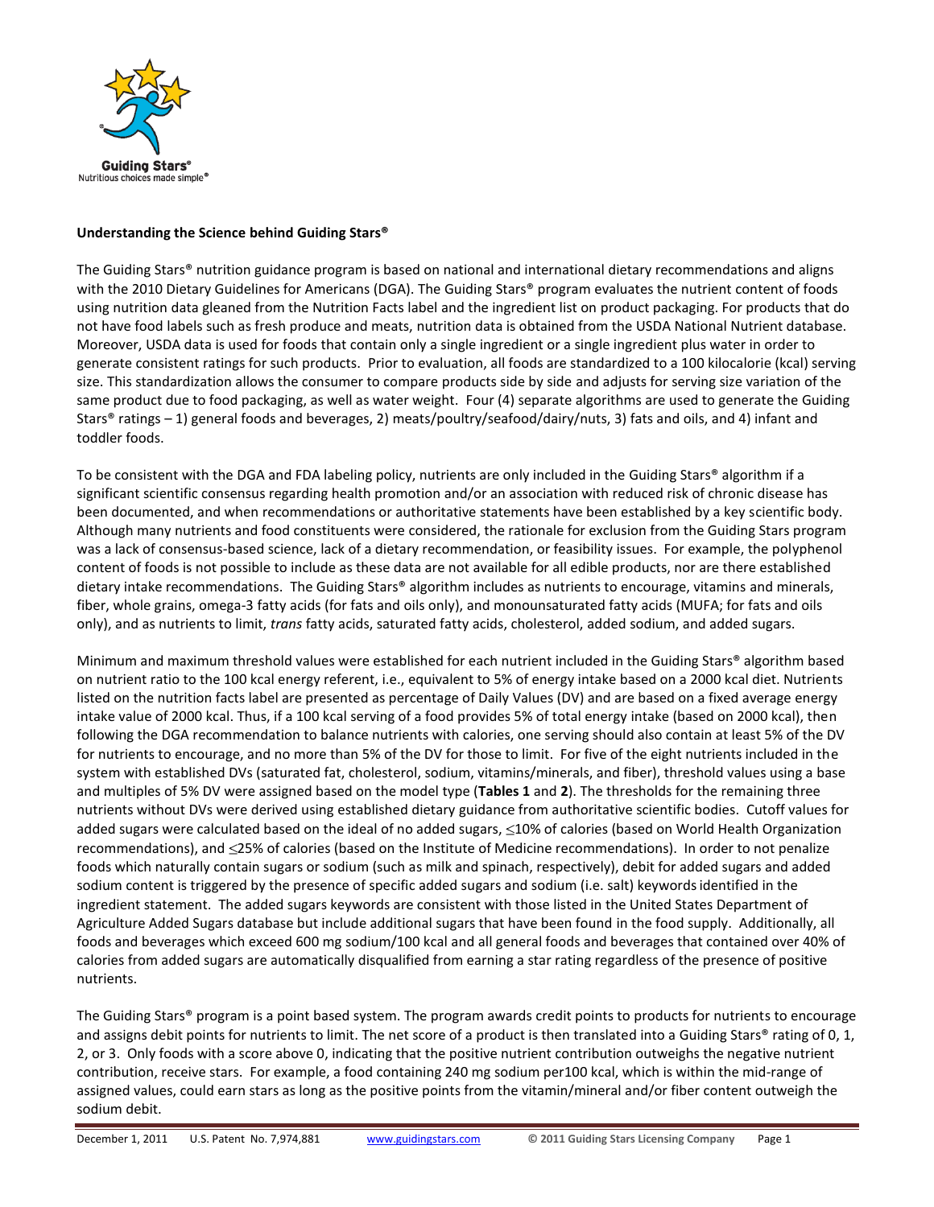**Understanding the Science behind Guiding Stars®**

The Guiding Stars® nutrition guidance program is based on national and international dietary recommendations and aligns with the 2010 Dietary Guidelines for Americans (DGA). The Guiding Stars® program evaluates the nutrient content of foods using nutrition data gleaned from the Nutrition Facts label and the ingredient list on product packaging. For products that do not have food labels such as fresh produce and meats, nutrition data is obtained from the USDA National Nutrient database. Moreover, USDA data is used for foods that contain only a single ingredient or a single ingredient plus water in order to generate consistent ratings for such products. Prior to evaluation, all foods are standardized to a 100 kilocalorie (kcal) serving size. This standardization allows the consumer to compare products side by side and adjusts for serving size variation of the same product due to food packaging, as well as water weight. Four (4) separate algorithms are used to generate the Guiding Stars® ratings – 1) general foods and beverages, 2) meats/poultry/seafood/dairy/nuts, 3) fats and oils, and 4) infant and toddler foods.

To be consistent with the DGA and FDA labeling policy, nutrients are only included in the Guiding Stars® algorithm if a significant scientific consensus regarding health promotion and/or an association with reduced risk of chronic disease has been documented, and when recommendations or authoritative statements have been established by a key scientific body. Although many nutrients and food constituents were considered, the rationale for exclusion from the Guiding Stars program was a lack of consensus-based science, lack of a dietary recommendation, or feasibility issues. For example, the polyphenol content of foods is not possible to include as these data are not available for all edible products, nor are there established dietary intake recommendations. The Guiding Stars® algorithm includes as nutrients to encourage, vitamins and minerals, fiber, whole grains, omega-3 fatty acids (for fats and oils only), and monounsaturated fatty acids (MUFA; for fats and oils only), and as nutrients to limit, *trans* fatty acids, saturated fatty acids, cholesterol, added sodium, and added sugars.

Minimum and maximum threshold values were established for each nutrient included in the Guiding Stars® algorithm based on nutrient ratio to the 100 kcal energy referent, i.e., equivalent to 5% of energy intake based on a 2000 kcal diet. Nutrients listed on the nutrition facts label are presented as percentage of Daily Values (DV) and are based on a fixed average energy intake value of 2000 kcal. Thus, if a 100 kcal serving of a food provides 5% of total energy intake (based on 2000 kcal), then following the DGA recommendation to balance nutrients with calories, one serving should also contain at least 5% of the DV for nutrients to encourage, and no more than 5% of the DV for those to limit. For five of the eight nutrients included in the system with established DVs (saturated fat, cholesterol, sodium, vitamins/minerals, and fiber), threshold values using a base and multiples of 5% DV were assigned based on the model type (**Tables 1** and **2**). The thresholds for the remaining three nutrients without DVs were derived using established dietary guidance from authoritative scientific bodies. Cutoff values for added sugars were calculated based on the ideal of no added sugars, ≤10% of calories (based on World Health Organization recommendations), and ≤25% of calories (based on the Institute of Medicine recommendations). In order to not penalize foods which naturally contain sugars or sodium (such as milk and spinach, respectively), debit for added sugars and added sodium content is triggered by the presence of specific added sugars and sodium (i.e. salt) keywords identified in the ingredient statement. The added sugars keywords are consistent with those listed in the United States Department of Agriculture Added Sugars database but include additional sugars that have been found in the food supply. Additionally, all foods and beverages which exceed 600 mg sodium/100 kcal and all general foods and beverages that contained over 40% of calories from added sugars are automatically disqualified from earning a star rating regardless of the presence of positive nutrients.

The Guiding Stars® program is a point based system. The program awards credit points to products for nutrients to encourage and assigns debit points for nutrients to limit. The net score of a product is then translated into a Guiding Stars® rating of 0, 1, 2, or 3. Only foods with a score above 0, indicating that the positive nutrient contribution outweighs the negative nutrient contribution, receive stars. For example, a food containing 240 mg sodium per100 kcal, which is within the mid-range of assigned values, could earn stars as long as the positive points from the vitamin/mineral and/or fiber content outweigh the sodium debit.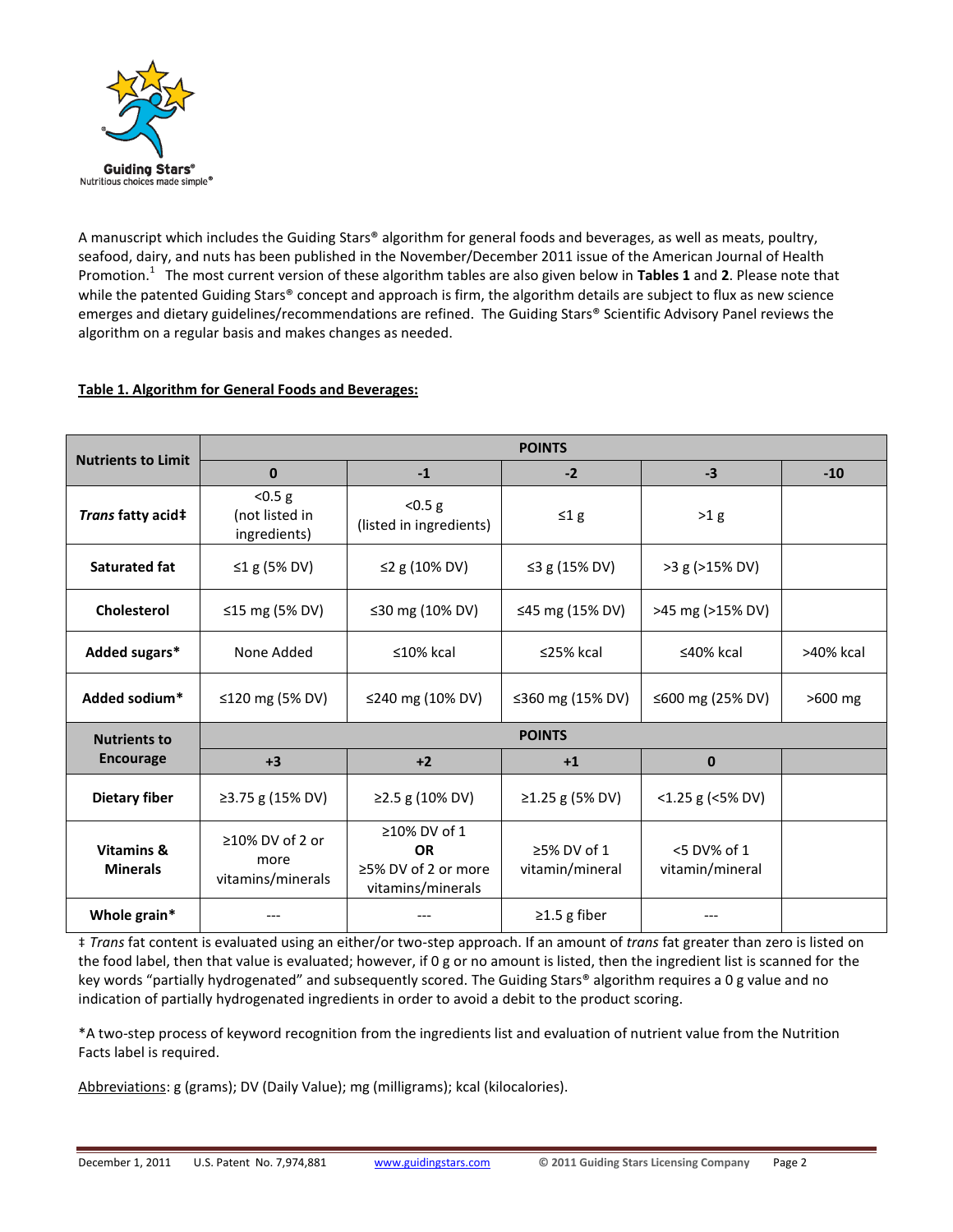A manuscript which includes the Guiding Stars® algorithm for general foods and beverages, as well as meats, poultry, seafood, dairy, and nuts has been published in the November/December 2011 issue of the American Journal of Health Promotion.[1] The most current version of these algorithm tables are also given below in **Tables 1** and **2**. Please note that while the patented Guiding Stars® concept and approach is firm, the algorithm details are subject to flux as new science emerges and dietary guidelines/recommendations are refined. The Guiding Stars® Scientific Advisory Panel reviews the algorithm on a regular basis and makes changes as needed.

**Table 1. Algorithm for General Foods and Beverages:**

| **Nutrients to Limit** | **POINTS** | | | | |
|---|---|---|---|---|---|
| | **0** | **-1** | **-2** | **-3** | **-10** |
| ***Trans* fatty acid‡** | <0.5 g (not listed in ingredients) | <0.5 g (listed in ingredients) | ≤1 g | >1 g | |
| **Saturated fat** | ≤1 g (5% DV) | ≤2 g (10% DV) | ≤3 g (15% DV) | >3 g (>15% DV) | |
| **Cholesterol** | ≤15 mg (5% DV) | ≤30 mg (10% DV) | ≤45 mg (15% DV) | >45 mg (>15% DV) | |
| **Added sugars*** | None Added | ≤10% kcal | ≤25% kcal | ≤40% kcal | >40% kcal |
| **Added sodium*** | ≤120 mg (5% DV) | ≤240 mg (10% DV) | ≤360 mg (15% DV) | ≤600 mg (25% DV) | >600 mg |
| **Nutrients to Encourage** | **POINTS** | | | | |
| | **+3** | **+2** | **+1** | **0** | |
| **Dietary fiber** | ≥3.75 g (15% DV) | ≥2.5 g (10% DV) | ≥1.25 g (5% DV) | <1.25 g (<5% DV) | |
| **Vitamins & Minerals** | ≥10% DV of 2 or more vitamins/minerals | ≥10% DV of 1 **OR** ≥5% DV of 2 or more vitamins/minerals | ≥5% DV of 1 vitamin/mineral | <5 DV% of 1 vitamin/mineral | |
| **Whole grain*** | --- | --- | ≥1.5 g fiber | --- | |

‡ *Trans* fat content is evaluated using an either/or two-step approach. If an amount of *trans* fat greater than zero is listed on the food label, then that value is evaluated; however, if 0 g or no amount is listed, then the ingredient list is scanned for the key words "partially hydrogenated" and subsequently scored. The Guiding Stars® algorithm requires a 0 g value and no indication of partially hydrogenated ingredients in order to avoid a debit to the product scoring.

*A two-step process of keyword recognition from the ingredients list and evaluation of nutrient value from the Nutrition Facts label is required.

Abbreviations: g (grams); DV (Daily Value); mg (milligrams); kcal (kilocalories).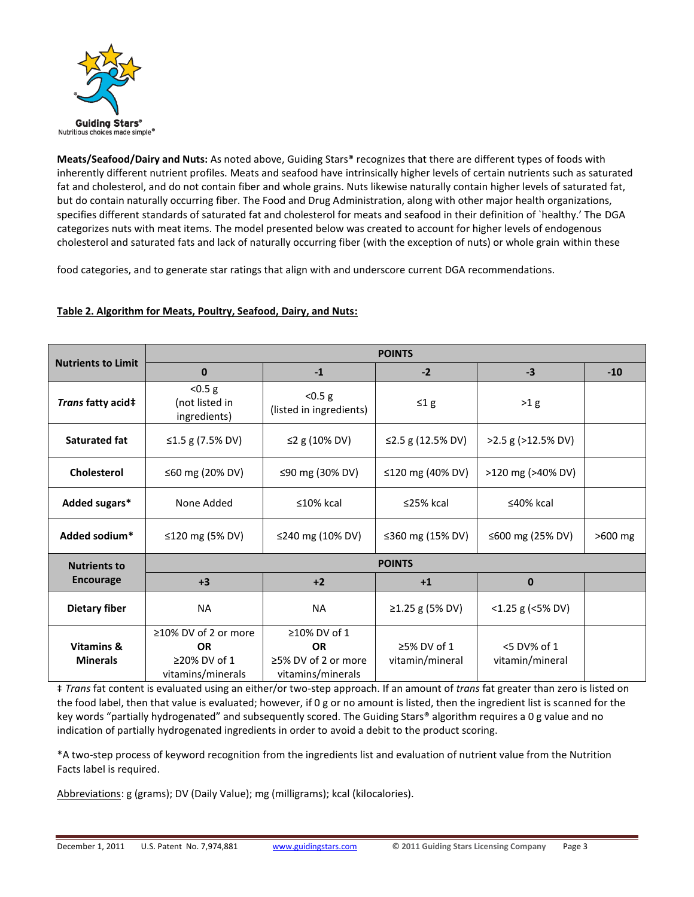**Meats/Seafood/Dairy and Nuts:** As noted above, Guiding Stars® recognizes that there are different types of foods with inherently different nutrient profiles. Meats and seafood have intrinsically higher levels of certain nutrients such as saturated fat and cholesterol, and do not contain fiber and whole grains. Nuts likewise naturally contain higher levels of saturated fat, but do contain naturally occurring fiber. The Food and Drug Administration, along with other major health organizations, specifies different standards of saturated fat and cholesterol for meats and seafood in their definition of `healthy.' The DGA categorizes nuts with meat items. The model presented below was created to account for higher levels of endogenous cholesterol and saturated fats and lack of naturally occurring fiber (with the exception of nuts) or whole grain within these

food categories, and to generate star ratings that align with and underscore current DGA recommendations.

**Table 2. Algorithm for Meats, Poultry, Seafood, Dairy, and Nuts:**

| Nutrients to Limit | POINTS | | | | |
|---|---|---|---|---|---|
| | **0** | **-1** | **-2** | **-3** | **-10** |
| ***Trans* fatty acid‡** | <0.5 g (not listed in ingredients) | <0.5 g (listed in ingredients) | ≤1 g | >1 g | |
| **Saturated fat** | ≤1.5 g (7.5% DV) | ≤2 g (10% DV) | ≤2.5 g (12.5% DV) | >2.5 g (>12.5% DV) | |
| **Cholesterol** | ≤60 mg (20% DV) | ≤90 mg (30% DV) | ≤120 mg (40% DV) | >120 mg (>40% DV) | |
| **Added sugars*** | None Added | ≤10% kcal | ≤25% kcal | ≤40% kcal | |
| **Added sodium*** | ≤120 mg (5% DV) | ≤240 mg (10% DV) | ≤360 mg (15% DV) | ≤600 mg (25% DV) | >600 mg |
| **Nutrients to Encourage** | **POINTS** | | | | |
| | **+3** | **+2** | **+1** | **0** | |
| **Dietary fiber** | NA | NA | ≥1.25 g (5% DV) | <1.25 g (<5% DV) | |
| **Vitamins & Minerals** | ≥10% DV of 2 or more **OR** ≥20% DV of 1 vitamins/minerals | ≥10% DV of 1 **OR** ≥5% DV of 2 or more vitamins/minerals | ≥5% DV of 1 vitamin/mineral | <5 DV% of 1 vitamin/mineral | |

‡ *Trans* fat content is evaluated using an either/or two-step approach. If an amount of *trans* fat greater than zero is listed on the food label, then that value is evaluated; however, if 0 g or no amount is listed, then the ingredient list is scanned for the key words "partially hydrogenated" and subsequently scored. The Guiding Stars® algorithm requires a 0 g value and no indication of partially hydrogenated ingredients in order to avoid a debit to the product scoring.

*A two-step process of keyword recognition from the ingredients list and evaluation of nutrient value from the Nutrition Facts label is required.

Abbreviations: g (grams); DV (Daily Value); mg (milligrams); kcal (kilocalories).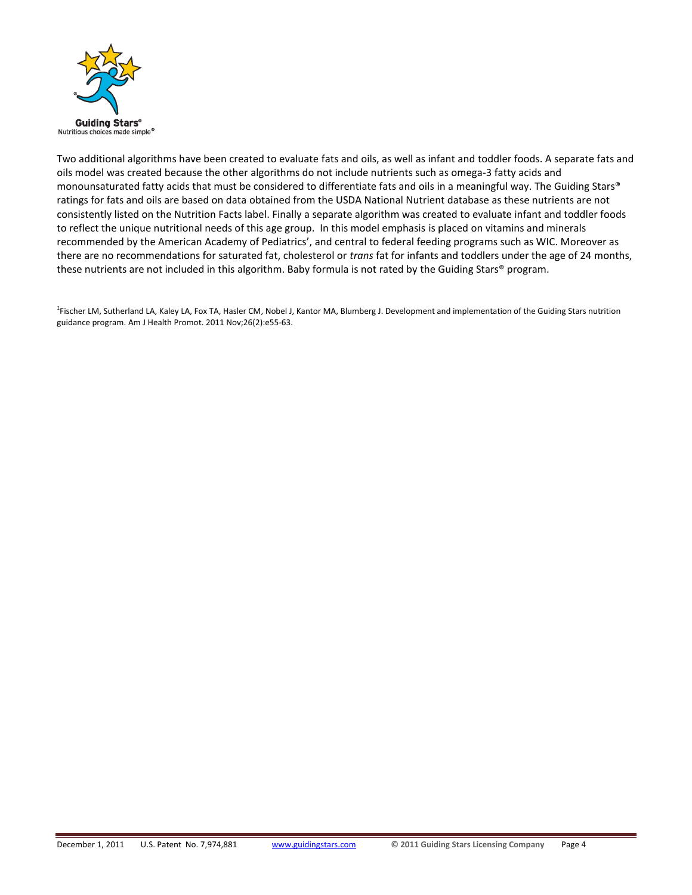Two additional algorithms have been created to evaluate fats and oils, as well as infant and toddler foods. A separate fats and oils model was created because the other algorithms do not include nutrients such as omega-3 fatty acids and monounsaturated fatty acids that must be considered to differentiate fats and oils in a meaningful way. The Guiding Stars® ratings for fats and oils are based on data obtained from the USDA National Nutrient database as these nutrients are not consistently listed on the Nutrition Facts label. Finally a separate algorithm was created to evaluate infant and toddler foods to reflect the unique nutritional needs of this age group. In this model emphasis is placed on vitamins and minerals recommended by the American Academy of Pediatrics', and central to federal feeding programs such as WIC. Moreover as there are no recommendations for saturated fat, cholesterol or *trans* fat for infants and toddlers under the age of 24 months, these nutrients are not included in this algorithm. Baby formula is not rated by the Guiding Stars® program.

[1]Fischer LM, Sutherland LA, Kaley LA, Fox TA, Hasler CM, Nobel J, Kantor MA, Blumberg J. Development and implementation of the Guiding Stars nutrition guidance program. Am J Health Promot. 2011 Nov;26(2):e55-63.